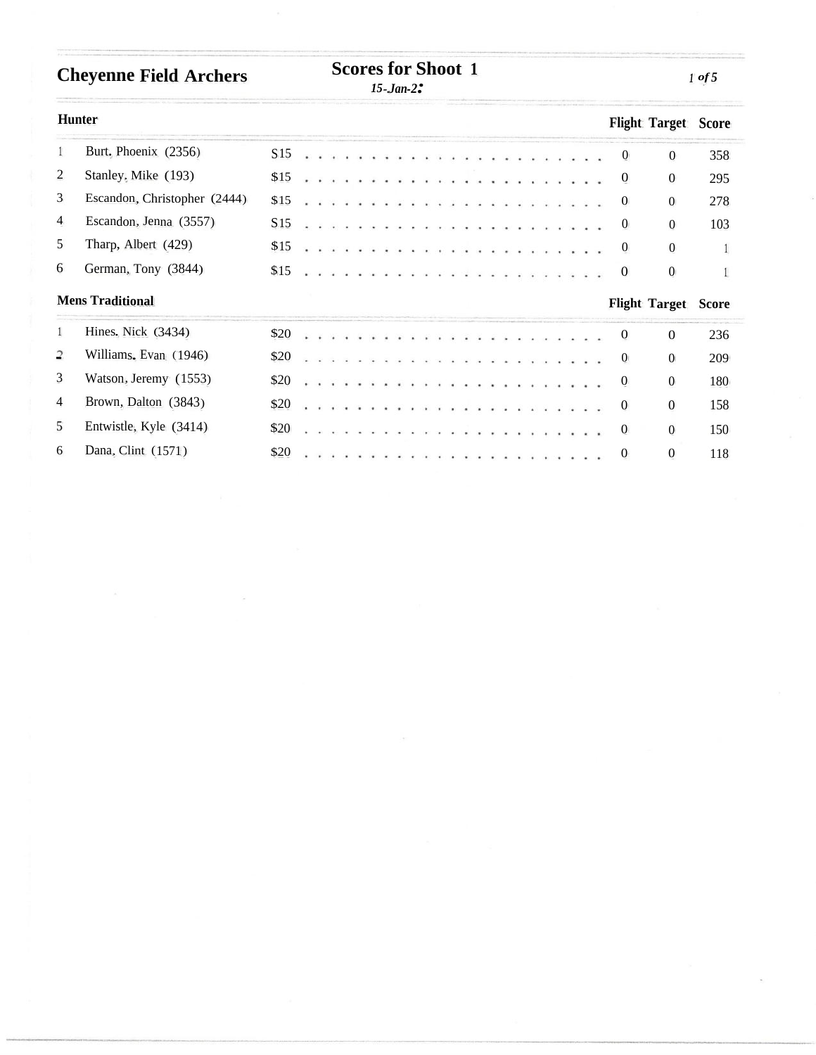**Cheyenne Field Archers**

# Scores for Shoot 1

*15-Jan-2:*

## Hunter

| | Name | Fee | Flight | Target | Score |
|---|---|---|---|---|---|
| 1 | Burt, Phoenix (2356) | S15 | 0 | 0 | 358 |
| 2 | Stanley, Mike (193) | $15 | 0 | 0 | 295 |
| 3 | Escandon, Christopher (2444) | $15 | 0 | 0 | 278 |
| 4 | Escandon, Jenna (3557) | S15 | 0 | 0 | 103 |
| 5 | Tharp, Albert (429) | $15 | 0 | 0 | 1 |
| 6 | German, Tony (3844) | $15 | 0 | 0 | 1 |

## Mens Traditional

| | Name | Fee | Flight | Target | Score |
|---|---|---|---|---|---|
| 1 | Hines, Nick (3434) | $20 | 0 | 0 | 236 |
| 2 | Williams, Evan (1946) | $20 | 0 | 0 | 209 |
| 3 | Watson, Jeremy (1553) | $20 | 0 | 0 | 180 |
| 4 | Brown, Dalton (3843) | $20 | 0 | 0 | 158 |
| 5 | Entwistle, Kyle (3414) | $20 | 0 | 0 | 150 |
| 6 | Dana, Clint (1571) | $20 | 0 | 0 | 118 |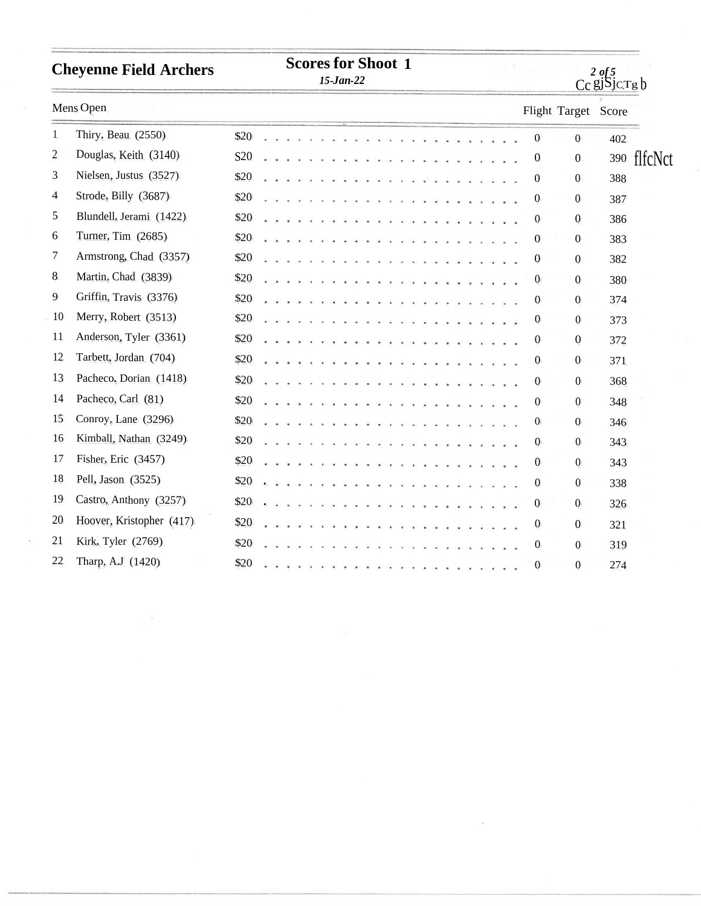**Cheyenne Field Archers**

## Scores for Shoot 1

*15-Jan-22*

Mens Open

| # | Name | Fee | Flight | Target | Score |
|---|---|---|---|---|---|
| 1 | Thiry, Beau (2550) | $20 | 0 | 0 | 402 |
| 2 | Douglas, Keith (3140) | S20 | 0 | 0 | 390 |
| 3 | Nielsen, Justus (3527) | $20 | 0 | 0 | 388 |
| 4 | Strode, Billy (3687) | $20 | 0 | 0 | 387 |
| 5 | Blundell, Jerami (1422) | $20 | 0 | 0 | 386 |
| 6 | Turner, Tim (2685) | $20 | 0 | 0 | 383 |
| 7 | Armstrong, Chad (3357) | $20 | 0 | 0 | 382 |
| 8 | Martin, Chad (3839) | $20 | 0 | 0 | 380 |
| 9 | Griffin, Travis (3376) | $20 | 0 | 0 | 374 |
| 10 | Merry, Robert (3513) | $20 | 0 | 0 | 373 |
| 11 | Anderson, Tyler (3361) | $20 | 0 | 0 | 372 |
| 12 | Tarbett, Jordan (704) | $20 | 0 | 0 | 371 |
| 13 | Pacheco, Dorian (1418) | $20 | 0 | 0 | 368 |
| 14 | Pacheco, Carl (81) | $20 | 0 | 0 | 348 |
| 15 | Conroy, Lane (3296) | $20 | 0 | 0 | 346 |
| 16 | Kimball, Nathan (3249) | $20 | 0 | 0 | 343 |
| 17 | Fisher, Eric (3457) | $20 | 0 | 0 | 343 |
| 18 | Pell, Jason (3525) | $20 | 0 | 0 | 338 |
| 19 | Castro, Anthony (3257) | $20 | 0 | 0 | 326 |
| 20 | Hoover, Kristopher (417) | $20 | 0 | 0 | 321 |
| 21 | Kirk, Tyler (2769) | $20 | 0 | 0 | 319 |
| 22 | Tharp, A.J (1420) | $20 | 0 | 0 | 274 |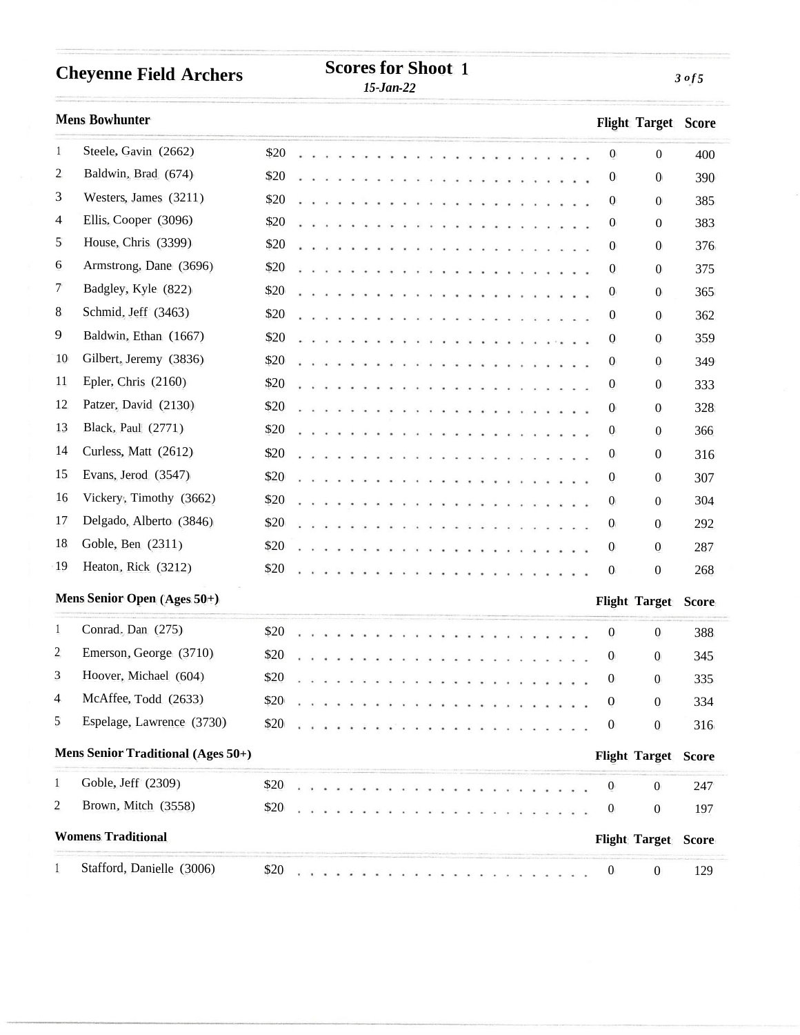## Cheyenne Field Archers

**Scores for Shoot 1**

*15-Jan-22*

### Mens Bowhunter

| | Name | Fee | Flight | Target | Score |
|---|---|---|---|---|---|
| 1 | Steele, Gavin (2662) | $20 | 0 | 0 | 400 |
| 2 | Baldwin, Brad (674) | $20 | 0 | 0 | 390 |
| 3 | Westers, James (3211) | $20 | 0 | 0 | 385 |
| 4 | Ellis, Cooper (3096) | $20 | 0 | 0 | 383 |
| 5 | House, Chris (3399) | $20 | 0 | 0 | 376 |
| 6 | Armstrong, Dane (3696) | $20 | 0 | 0 | 375 |
| 7 | Badgley, Kyle (822) | $20 | 0 | 0 | 365 |
| 8 | Schmid, Jeff (3463) | $20 | 0 | 0 | 362 |
| 9 | Baldwin, Ethan (1667) | $20 | 0 | 0 | 359 |
| 10 | Gilbert, Jeremy (3836) | $20 | 0 | 0 | 349 |
| 11 | Epler, Chris (2160) | $20 | 0 | 0 | 333 |
| 12 | Patzer, David (2130) | $20 | 0 | 0 | 328 |
| 13 | Black, Paul (2771) | $20 | 0 | 0 | 366 |
| 14 | Curless, Matt (2612) | $20 | 0 | 0 | 316 |
| 15 | Evans, Jerod (3547) | $20 | 0 | 0 | 307 |
| 16 | Vickery, Timothy (3662) | $20 | 0 | 0 | 304 |
| 17 | Delgado, Alberto (3846) | $20 | 0 | 0 | 292 |
| 18 | Goble, Ben (2311) | $20 | 0 | 0 | 287 |
| 19 | Heaton, Rick (3212) | $20 | 0 | 0 | 268 |

### Mens Senior Open (Ages 50+)

| | Name | Fee | Flight | Target | Score |
|---|---|---|---|---|---|
| 1 | Conrad, Dan (275) | $20 | 0 | 0 | 388 |
| 2 | Emerson, George (3710) | $20 | 0 | 0 | 345 |
| 3 | Hoover, Michael (604) | $20 | 0 | 0 | 335 |
| 4 | McAffee, Todd (2633) | $20 | 0 | 0 | 334 |
| 5 | Espelage, Lawrence (3730) | $20 | 0 | 0 | 316 |

### Mens Senior Traditional (Ages 50+)

| | Name | Fee | Flight | Target | Score |
|---|---|---|---|---|---|
| 1 | Goble, Jeff (2309) | $20 | 0 | 0 | 247 |
| 2 | Brown, Mitch (3558) | $20 | 0 | 0 | 197 |

### Womens Traditional

| | Name | Fee | Flight | Target | Score |
|---|---|---|---|---|---|
| 1 | Stafford, Danielle (3006) | $20 | 0 | 0 | 129 |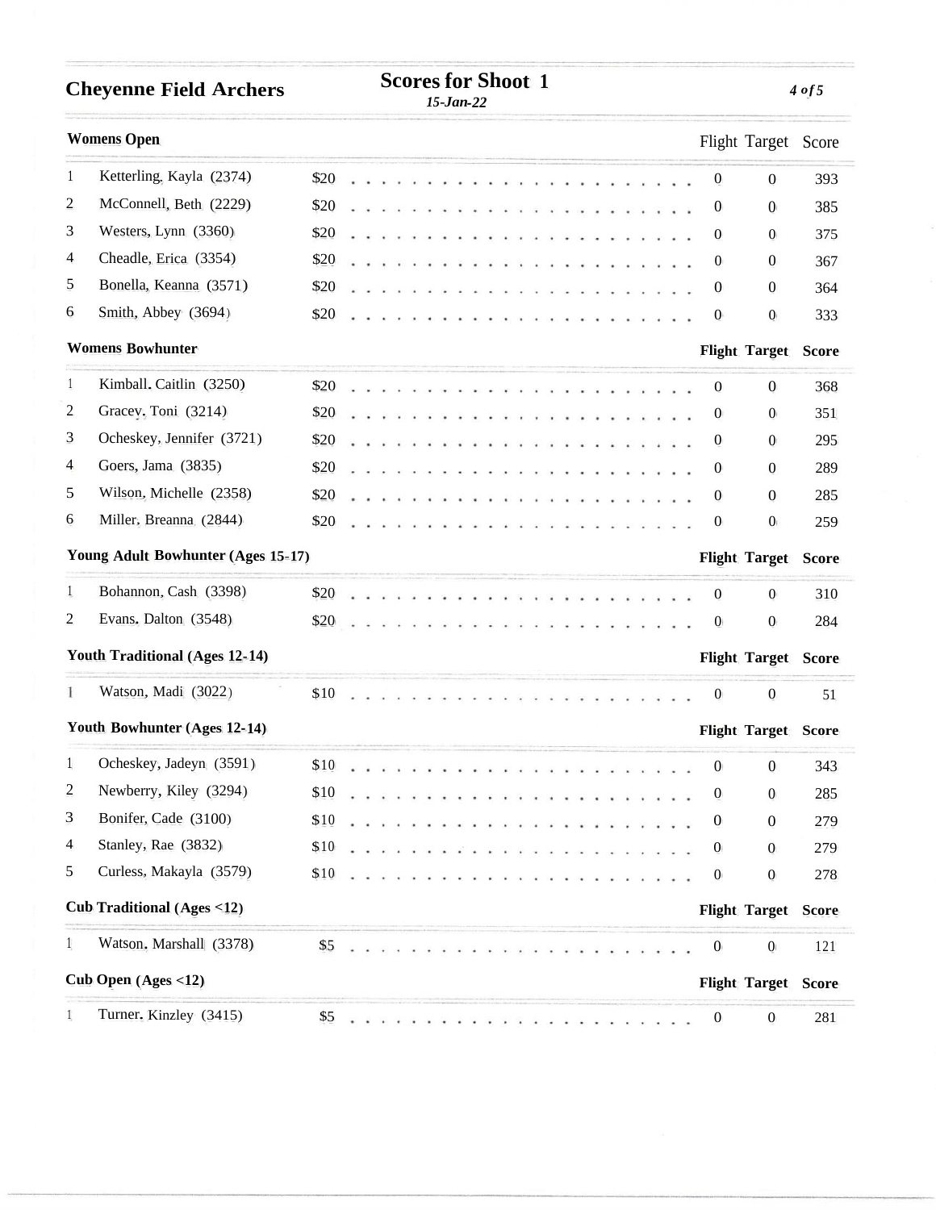# Cheyenne Field Archers

## Scores for Shoot 1

*15-Jan-22*

### Womens Open

| # | Name | Fee | Flight | Target | Score |
|---|---|---|---|---|---|
| 1 | Ketterling, Kayla (2374) | $20 | 0 | 0 | 393 |
| 2 | McConnell, Beth (2229) | $20 | 0 | 0 | 385 |
| 3 | Westers, Lynn (3360) | $20 | 0 | 0 | 375 |
| 4 | Cheadle, Erica (3354) | $20 | 0 | 0 | 367 |
| 5 | Bonella, Keanna (3571) | $20 | 0 | 0 | 364 |
| 6 | Smith, Abbey (3694) | $20 | 0 | 0 | 333 |

### Womens Bowhunter

| # | Name | Fee | Flight | Target | Score |
|---|---|---|---|---|---|
| 1 | Kimball, Caitlin (3250) | $20 | 0 | 0 | 368 |
| 2 | Gracey, Toni (3214) | $20 | 0 | 0 | 351 |
| 3 | Ocheskey, Jennifer (3721) | $20 | 0 | 0 | 295 |
| 4 | Goers, Jama (3835) | $20 | 0 | 0 | 289 |
| 5 | Wilson, Michelle (2358) | $20 | 0 | 0 | 285 |
| 6 | Miller, Breanna (2844) | $20 | 0 | 0 | 259 |

### Young Adult Bowhunter (Ages 15-17)

| # | Name | Fee | Flight | Target | Score |
|---|---|---|---|---|---|
| 1 | Bohannon, Cash (3398) | $20 | 0 | 0 | 310 |
| 2 | Evans, Dalton (3548) | $20 | 0 | 0 | 284 |

### Youth Traditional (Ages 12-14)

| # | Name | Fee | Flight | Target | Score |
|---|---|---|---|---|---|
| 1 | Watson, Madi (3022) | $10 | 0 | 0 | 51 |

### Youth Bowhunter (Ages 12-14)

| # | Name | Fee | Flight | Target | Score |
|---|---|---|---|---|---|
| 1 | Ocheskey, Jadeyn (3591) | $10 | 0 | 0 | 343 |
| 2 | Newberry, Kiley (3294) | $10 | 0 | 0 | 285 |
| 3 | Bonifer, Cade (3100) | $10 | 0 | 0 | 279 |
| 4 | Stanley, Rae (3832) | $10 | 0 | 0 | 279 |
| 5 | Curless, Makayla (3579) | $10 | 0 | 0 | 278 |

### Cub Traditional (Ages <12)

| # | Name | Fee | Flight | Target | Score |
|---|---|---|---|---|---|
| 1 | Watson, Marshall (3378) | $5 | 0 | 0 | 121 |

### Cub Open (Ages <12)

| # | Name | Fee | Flight | Target | Score |
|---|---|---|---|---|---|
| 1 | Turner, Kinzley (3415) | $5 | 0 | 0 | 281 |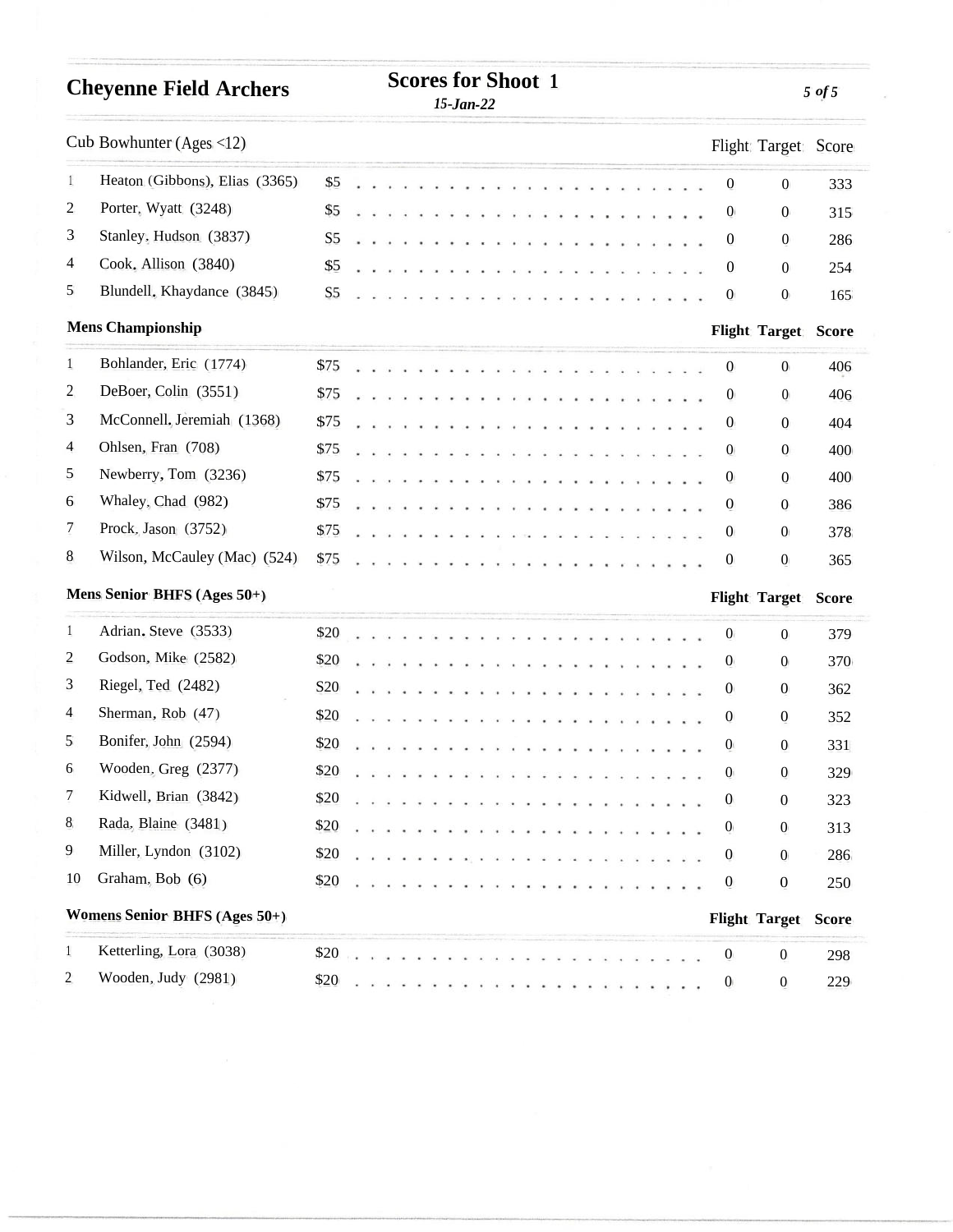## Cheyenne Field Archers

### Scores for Shoot 1

*15-Jan-22*

**Cub Bowhunter (Ages <12)**

| | Name | Fee | Flight | Target | Score |
|---|---|---|---|---|---|
| 1 | Heaton (Gibbons), Elias (3365) | $5 | 0 | 0 | 333 |
| 2 | Porter, Wyatt (3248) | $5 | 0 | 0 | 315 |
| 3 | Stanley, Hudson (3837) | $5 | 0 | 0 | 286 |
| 4 | Cook, Allison (3840) | $5 | 0 | 0 | 254 |
| 5 | Blundell, Khaydance (3845) | $5 | 0 | 0 | 165 |

**Mens Championship**

| | Name | Fee | Flight | Target | Score |
|---|---|---|---|---|---|
| 1 | Bohlander, Eric (1774) | $75 | 0 | 0 | 406 |
| 2 | DeBoer, Colin (3551) | $75 | 0 | 0 | 406 |
| 3 | McConnell, Jeremiah (1368) | $75 | 0 | 0 | 404 |
| 4 | Ohlsen, Fran (708) | $75 | 0 | 0 | 400 |
| 5 | Newberry, Tom (3236) | $75 | 0 | 0 | 400 |
| 6 | Whaley, Chad (982) | $75 | 0 | 0 | 386 |
| 7 | Prock, Jason (3752) | $75 | 0 | 0 | 378 |
| 8 | Wilson, McCauley (Mac) (524) | $75 | 0 | 0 | 365 |

**Mens Senior BHFS (Ages 50+)**

| | Name | Fee | Flight | Target | Score |
|---|---|---|---|---|---|
| 1 | Adrian, Steve (3533) | $20 | 0 | 0 | 379 |
| 2 | Godson, Mike (2582) | $20 | 0 | 0 | 370 |
| 3 | Riegel, Ted (2482) | $20 | 0 | 0 | 362 |
| 4 | Sherman, Rob (47) | $20 | 0 | 0 | 352 |
| 5 | Bonifer, John (2594) | $20 | 0 | 0 | 331 |
| 6 | Wooden, Greg (2377) | $20 | 0 | 0 | 329 |
| 7 | Kidwell, Brian (3842) | $20 | 0 | 0 | 323 |
| 8 | Rada, Blaine (3481) | $20 | 0 | 0 | 313 |
| 9 | Miller, Lyndon (3102) | $20 | 0 | 0 | 286 |
| 10 | Graham, Bob (6) | $20 | 0 | 0 | 250 |

**Womens Senior BHFS (Ages 50+)**

| | Name | Fee | Flight | Target | Score |
|---|---|---|---|---|---|
| 1 | Ketterling, Lora (3038) | $20 | 0 | 0 | 298 |
| 2 | Wooden, Judy (2981) | $20 | 0 | 0 | 229 |